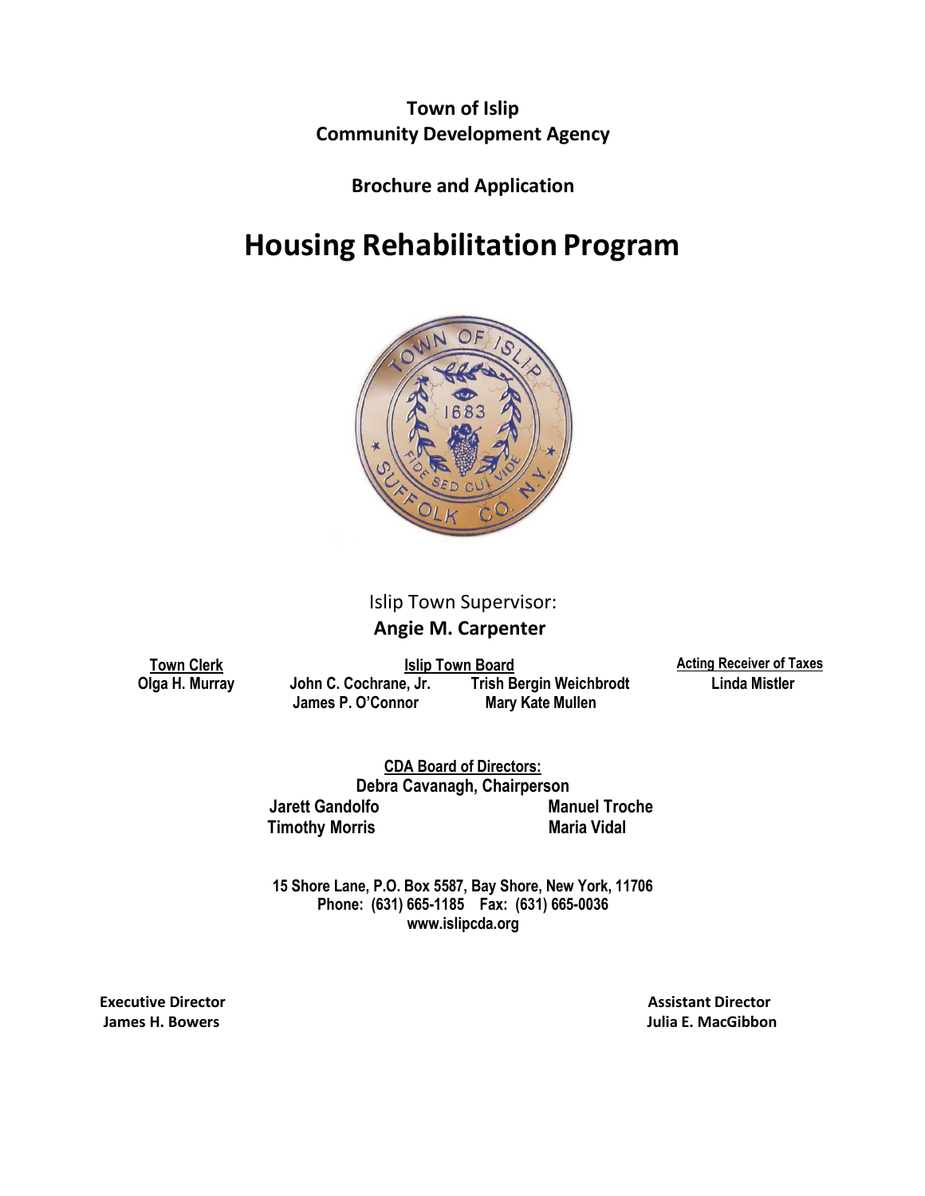**Town of Islip**
**Community Development Agency**

**Brochure and Application**

# Housing Rehabilitation Program

Islip Town Supervisor:
**Angie M. Carpenter**

**Town Clerk**
**Olga H. Murray**

**Islip Town Board**
**John C. Cochrane, Jr.** **Trish Bergin Weichbrodt**
**James P. O'Connor** **Mary Kate Mullen**

**Acting Receiver of Taxes**
**Linda Mistler**

**CDA Board of Directors:**
**Debra Cavanagh, Chairperson**
**Jarett Gandolfo** **Manuel Troche**
**Timothy Morris** **Maria Vidal**

**15 Shore Lane, P.O. Box 5587, Bay Shore, New York, 11706**
**Phone: (631) 665-1185 Fax: (631) 665-0036**
**www.islipcda.org**

**Executive Director**
**James H. Bowers**

**Assistant Director**
**Julia E. MacGibbon**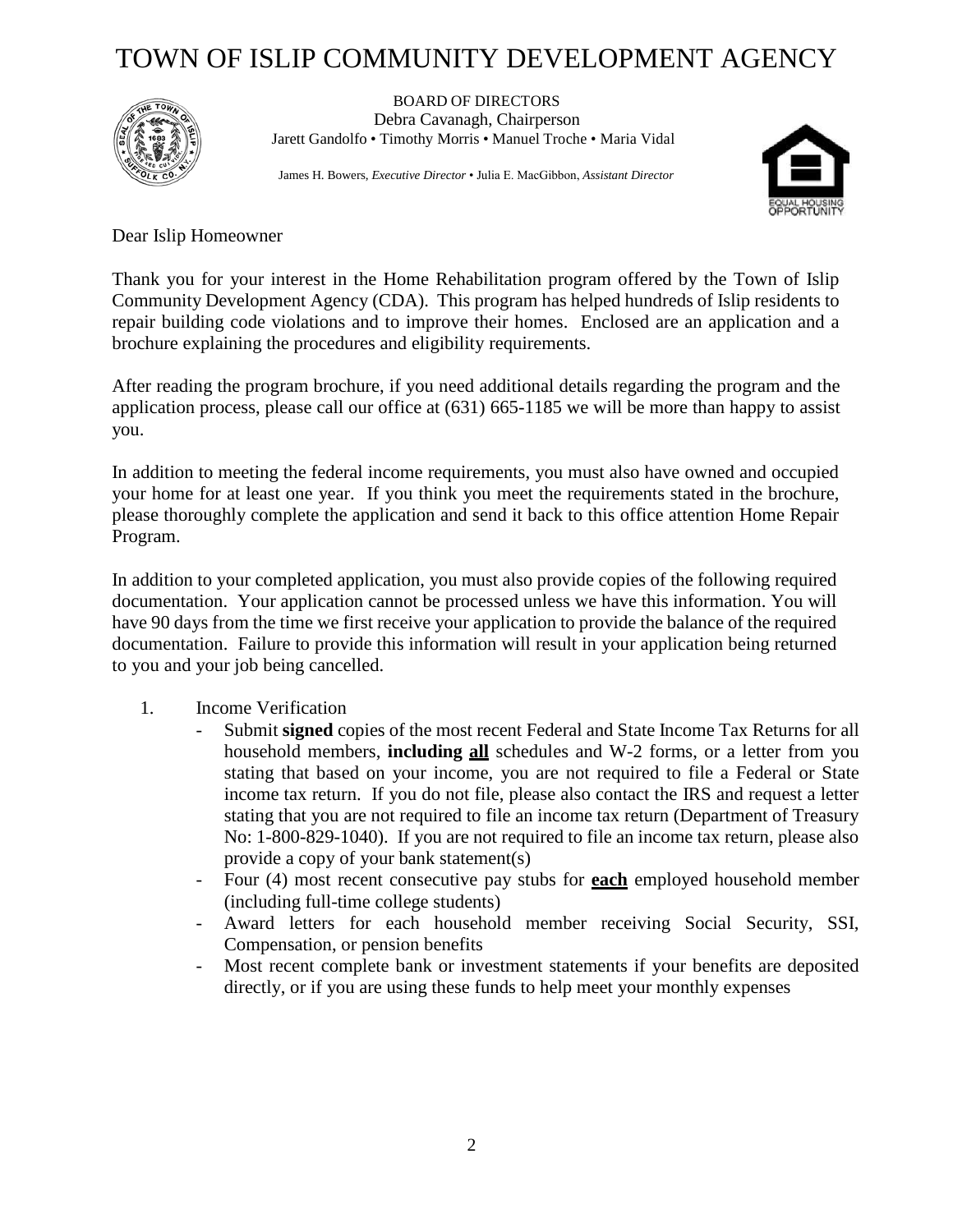# TOWN OF ISLIP COMMUNITY DEVELOPMENT AGENCY

BOARD OF DIRECTORS
Debra Cavanagh, Chairperson
Jarett Gandolfo • Timothy Morris • Manuel Troche • Maria Vidal

James H. Bowers, *Executive Director* • Julia E. MacGibbon, *Assistant Director*

Dear Islip Homeowner

Thank you for your interest in the Home Rehabilitation program offered by the Town of Islip Community Development Agency (CDA). This program has helped hundreds of Islip residents to repair building code violations and to improve their homes. Enclosed are an application and a brochure explaining the procedures and eligibility requirements.

After reading the program brochure, if you need additional details regarding the program and the application process, please call our office at (631) 665-1185 we will be more than happy to assist you.

In addition to meeting the federal income requirements, you must also have owned and occupied your home for at least one year. If you think you meet the requirements stated in the brochure, please thoroughly complete the application and send it back to this office attention Home Repair Program.

In addition to your completed application, you must also provide copies of the following required documentation. Your application cannot be processed unless we have this information. You will have 90 days from the time we first receive your application to provide the balance of the required documentation. Failure to provide this information will result in your application being returned to you and your job being cancelled.

1. Income Verification
   - Submit **signed** copies of the most recent Federal and State Income Tax Returns for all household members, **including <u>all</u>** schedules and W-2 forms, or a letter from you stating that based on your income, you are not required to file a Federal or State income tax return. If you do not file, please also contact the IRS and request a letter stating that you are not required to file an income tax return (Department of Treasury No: 1-800-829-1040). If you are not required to file an income tax return, please also provide a copy of your bank statement(s)
   - Four (4) most recent consecutive pay stubs for **<u>each</u>** employed household member (including full-time college students)
   - Award letters for each household member receiving Social Security, SSI, Compensation, or pension benefits
   - Most recent complete bank or investment statements if your benefits are deposited directly, or if you are using these funds to help meet your monthly expenses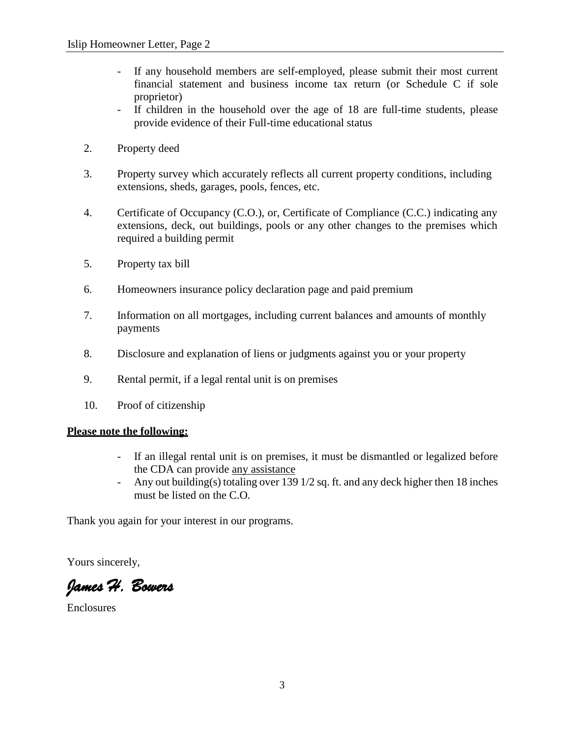- If any household members are self-employed, please submit their most current financial statement and business income tax return (or Schedule C if sole proprietor)
- If children in the household over the age of 18 are full-time students, please provide evidence of their Full-time educational status

2. Property deed

3. Property survey which accurately reflects all current property conditions, including extensions, sheds, garages, pools, fences, etc.

4. Certificate of Occupancy (C.O.), or, Certificate of Compliance (C.C.) indicating any extensions, deck, out buildings, pools or any other changes to the premises which required a building permit

5. Property tax bill

6. Homeowners insurance policy declaration page and paid premium

7. Information on all mortgages, including current balances and amounts of monthly payments

8. Disclosure and explanation of liens or judgments against you or your property

9. Rental permit, if a legal rental unit is on premises

10. Proof of citizenship

**Please note the following:**

- If an illegal rental unit is on premises, it must be dismantled or legalized before the CDA can provide any assistance
- Any out building(s) totaling over 139 1/2 sq. ft. and any deck higher then 18 inches must be listed on the C.O.

Thank you again for your interest in our programs.

Yours sincerely,

*James H. Bowers*

Enclosures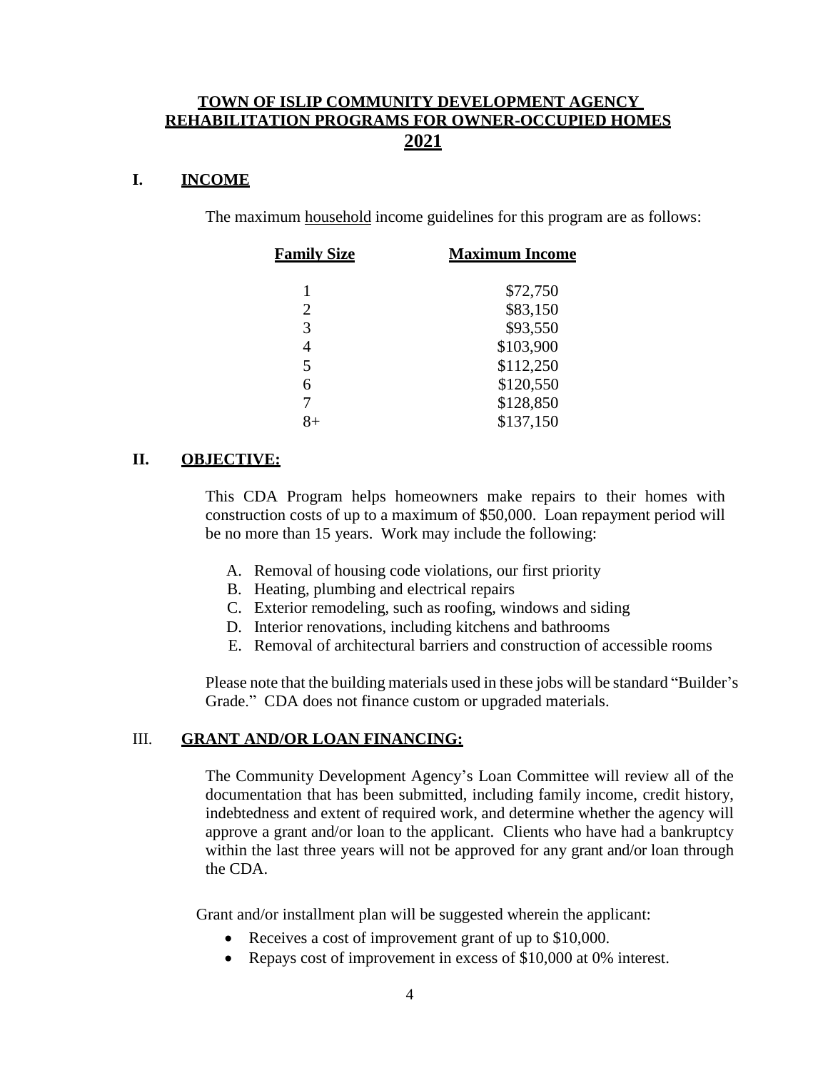# TOWN OF ISLIP COMMUNITY DEVELOPMENT AGENCY REHABILITATION PROGRAMS FOR OWNER-OCCUPIED HOMES 2021

## I. INCOME

The maximum household income guidelines for this program are as follows:

| Family Size | Maximum Income |
|---|---|
| 1 | $72,750 |
| 2 | $83,150 |
| 3 | $93,550 |
| 4 | $103,900 |
| 5 | $112,250 |
| 6 | $120,550 |
| 7 | $128,850 |
| 8+ | $137,150 |

## II. OBJECTIVE:

This CDA Program helps homeowners make repairs to their homes with construction costs of up to a maximum of $50,000. Loan repayment period will be no more than 15 years. Work may include the following:

A. Removal of housing code violations, our first priority
B. Heating, plumbing and electrical repairs
C. Exterior remodeling, such as roofing, windows and siding
D. Interior renovations, including kitchens and bathrooms
E. Removal of architectural barriers and construction of accessible rooms

Please note that the building materials used in these jobs will be standard "Builder's Grade." CDA does not finance custom or upgraded materials.

## III. GRANT AND/OR LOAN FINANCING:

The Community Development Agency's Loan Committee will review all of the documentation that has been submitted, including family income, credit history, indebtedness and extent of required work, and determine whether the agency will approve a grant and/or loan to the applicant. Clients who have had a bankruptcy within the last three years will not be approved for any grant and/or loan through the CDA.

Grant and/or installment plan will be suggested wherein the applicant:

- Receives a cost of improvement grant of up to $10,000.
- Repays cost of improvement in excess of $10,000 at 0% interest.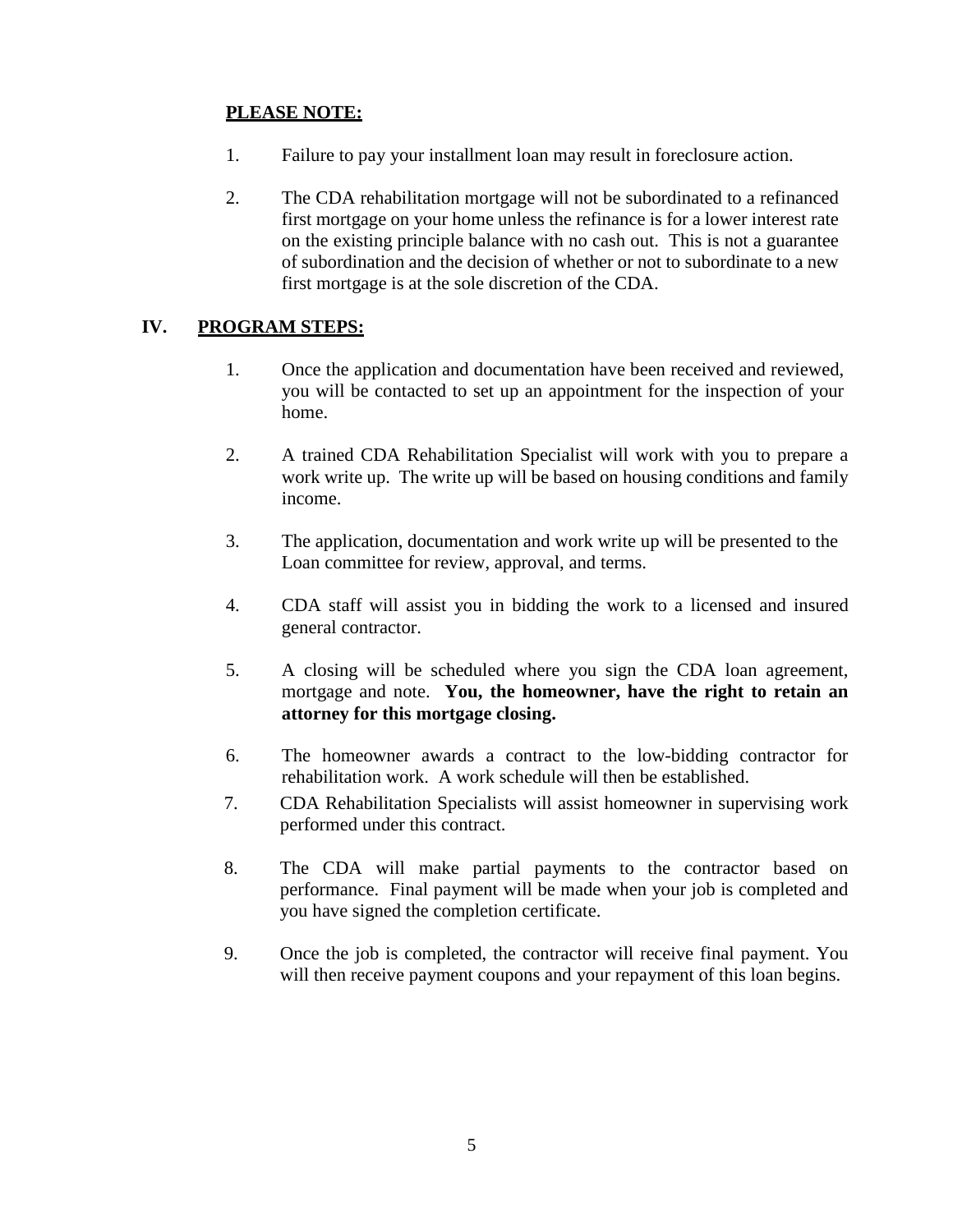**PLEASE NOTE:**

1. Failure to pay your installment loan may result in foreclosure action.

2. The CDA rehabilitation mortgage will not be subordinated to a refinanced first mortgage on your home unless the refinance is for a lower interest rate on the existing principle balance with no cash out. This is not a guarantee of subordination and the decision of whether or not to subordinate to a new first mortgage is at the sole discretion of the CDA.

## IV. PROGRAM STEPS:

1. Once the application and documentation have been received and reviewed, you will be contacted to set up an appointment for the inspection of your home.

2. A trained CDA Rehabilitation Specialist will work with you to prepare a work write up. The write up will be based on housing conditions and family income.

3. The application, documentation and work write up will be presented to the Loan committee for review, approval, and terms.

4. CDA staff will assist you in bidding the work to a licensed and insured general contractor.

5. A closing will be scheduled where you sign the CDA loan agreement, mortgage and note. **You, the homeowner, have the right to retain an attorney for this mortgage closing.**

6. The homeowner awards a contract to the low-bidding contractor for rehabilitation work. A work schedule will then be established.

7. CDA Rehabilitation Specialists will assist homeowner in supervising work performed under this contract.

8. The CDA will make partial payments to the contractor based on performance. Final payment will be made when your job is completed and you have signed the completion certificate.

9. Once the job is completed, the contractor will receive final payment. You will then receive payment coupons and your repayment of this loan begins.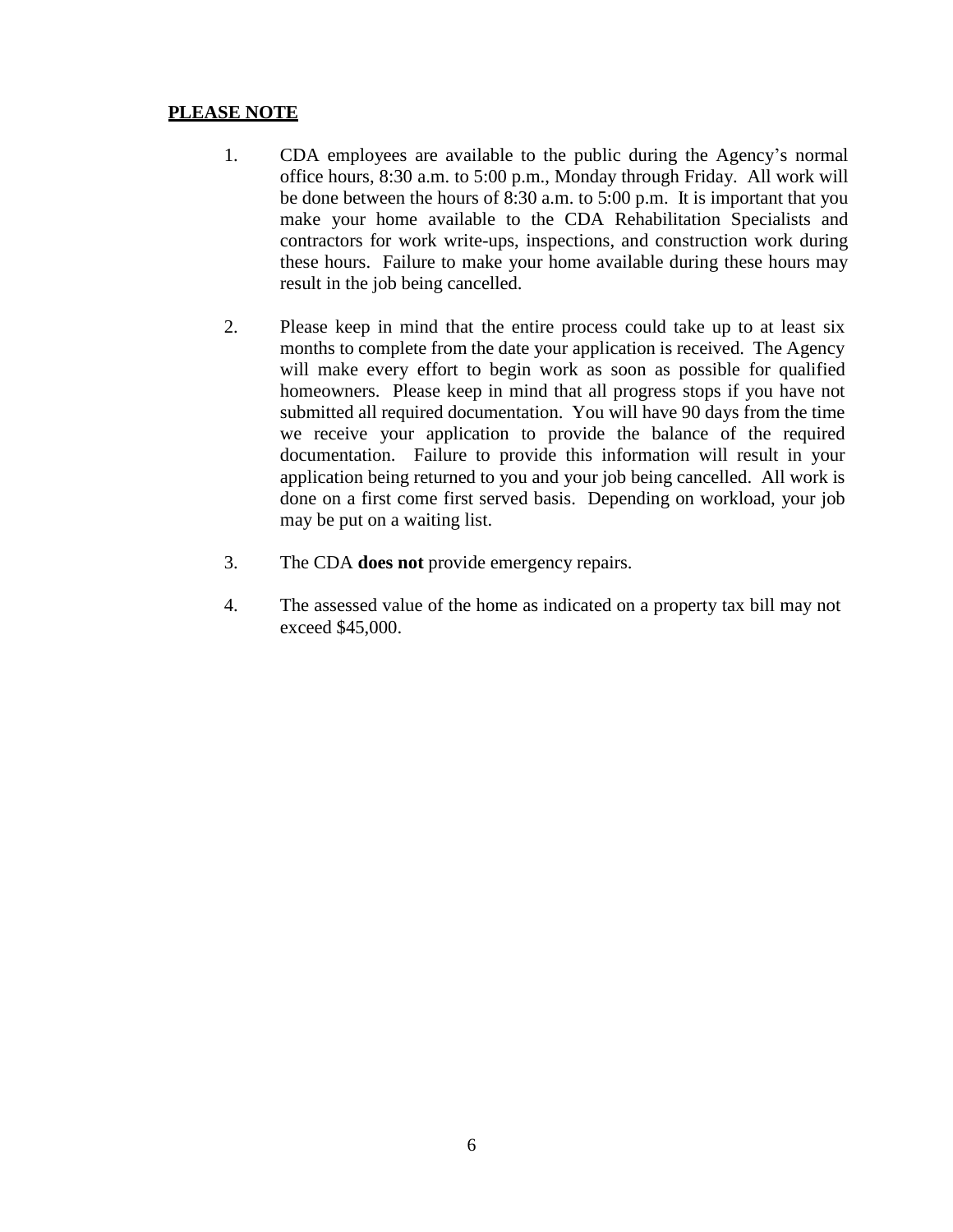**<u>PLEASE NOTE</u>**

1. CDA employees are available to the public during the Agency's normal office hours, 8:30 a.m. to 5:00 p.m., Monday through Friday. All work will be done between the hours of 8:30 a.m. to 5:00 p.m. It is important that you make your home available to the CDA Rehabilitation Specialists and contractors for work write-ups, inspections, and construction work during these hours. Failure to make your home available during these hours may result in the job being cancelled.

2. Please keep in mind that the entire process could take up to at least six months to complete from the date your application is received. The Agency will make every effort to begin work as soon as possible for qualified homeowners. Please keep in mind that all progress stops if you have not submitted all required documentation. You will have 90 days from the time we receive your application to provide the balance of the required documentation. Failure to provide this information will result in your application being returned to you and your job being cancelled. All work is done on a first come first served basis. Depending on workload, your job may be put on a waiting list.

3. The CDA **does not** provide emergency repairs.

4. The assessed value of the home as indicated on a property tax bill may not exceed $45,000.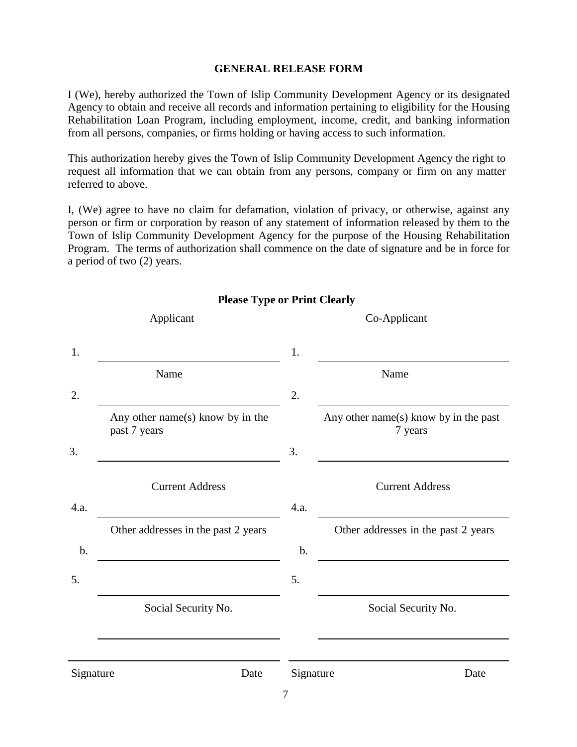## GENERAL RELEASE FORM

I (We), hereby authorized the Town of Islip Community Development Agency or its designated Agency to obtain and receive all records and information pertaining to eligibility for the Housing Rehabilitation Loan Program, including employment, income, credit, and banking information from all persons, companies, or firms holding or having access to such information.

This authorization hereby gives the Town of Islip Community Development Agency the right to request all information that we can obtain from any persons, company or firm on any matter referred to above.

I, (We) agree to have no claim for defamation, violation of privacy, or otherwise, against any person or firm or corporation by reason of any statement of information released by them to the Town of Islip Community Development Agency for the purpose of the Housing Rehabilitation Program. The terms of authorization shall commence on the date of signature and be in force for a period of two (2) years.

**Please Type or Print Clearly**

| | Applicant | | Co-Applicant |
|---|---|---|---|
| 1. | ______________________ | 1. | ______________________ |
| | Name | | Name |
| 2. | ______________________ | 2. | ______________________ |
| | Any other name(s) know by in the past 7 years | | Any other name(s) know by in the past 7 years |
| 3. | ______________________ | 3. | ______________________ |
| | Current Address | | Current Address |
| 4.a. | ______________________ | 4.a. | ______________________ |
| | Other addresses in the past 2 years | | Other addresses in the past 2 years |
| b. | ______________________ | b. | ______________________ |
| 5. | ______________________ | 5. | ______________________ |
| | Social Security No. | | Social Security No. |

______________________ ______________________

Signature Date Signature Date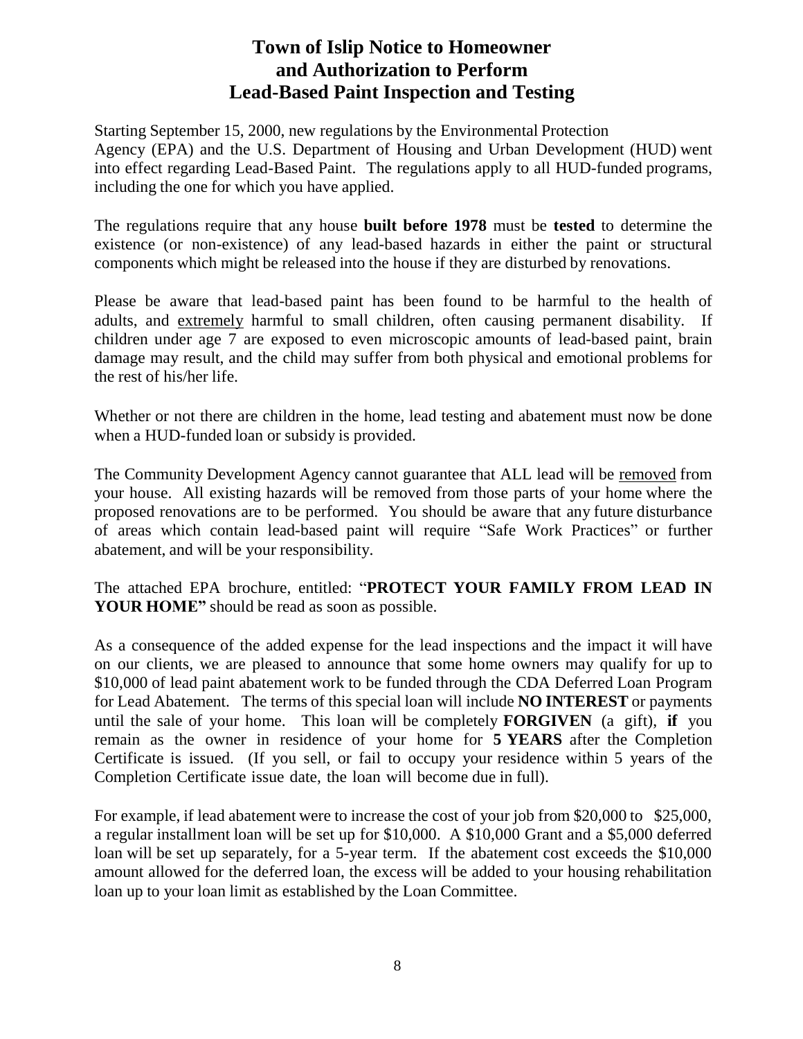# Town of Islip Notice to Homeowner and Authorization to Perform Lead-Based Paint Inspection and Testing

Starting September 15, 2000, new regulations by the Environmental Protection Agency (EPA) and the U.S. Department of Housing and Urban Development (HUD) went into effect regarding Lead-Based Paint. The regulations apply to all HUD-funded programs, including the one for which you have applied.

The regulations require that any house **built before 1978** must be **tested** to determine the existence (or non-existence) of any lead-based hazards in either the paint or structural components which might be released into the house if they are disturbed by renovations.

Please be aware that lead-based paint has been found to be harmful to the health of adults, and <u>extremely</u> harmful to small children, often causing permanent disability. If children under age 7 are exposed to even microscopic amounts of lead-based paint, brain damage may result, and the child may suffer from both physical and emotional problems for the rest of his/her life.

Whether or not there are children in the home, lead testing and abatement must now be done when a HUD-funded loan or subsidy is provided.

The Community Development Agency cannot guarantee that ALL lead will be <u>removed</u> from your house. All existing hazards will be removed from those parts of your home where the proposed renovations are to be performed. You should be aware that any future disturbance of areas which contain lead-based paint will require "Safe Work Practices" or further abatement, and will be your responsibility.

The attached EPA brochure, entitled: "**PROTECT YOUR FAMILY FROM LEAD IN YOUR HOME"** should be read as soon as possible.

As a consequence of the added expense for the lead inspections and the impact it will have on our clients, we are pleased to announce that some home owners may qualify for up to $10,000 of lead paint abatement work to be funded through the CDA Deferred Loan Program for Lead Abatement. The terms of this special loan will include **NO INTEREST** or payments until the sale of your home. This loan will be completely **FORGIVEN** (a gift), **if** you remain as the owner in residence of your home for **5 YEARS** after the Completion Certificate is issued. (If you sell, or fail to occupy your residence within 5 years of the Completion Certificate issue date, the loan will become due in full).

For example, if lead abatement were to increase the cost of your job from $20,000 to $25,000, a regular installment loan will be set up for $10,000. A $10,000 Grant and a $5,000 deferred loan will be set up separately, for a 5-year term. If the abatement cost exceeds the $10,000 amount allowed for the deferred loan, the excess will be added to your housing rehabilitation loan up to your loan limit as established by the Loan Committee.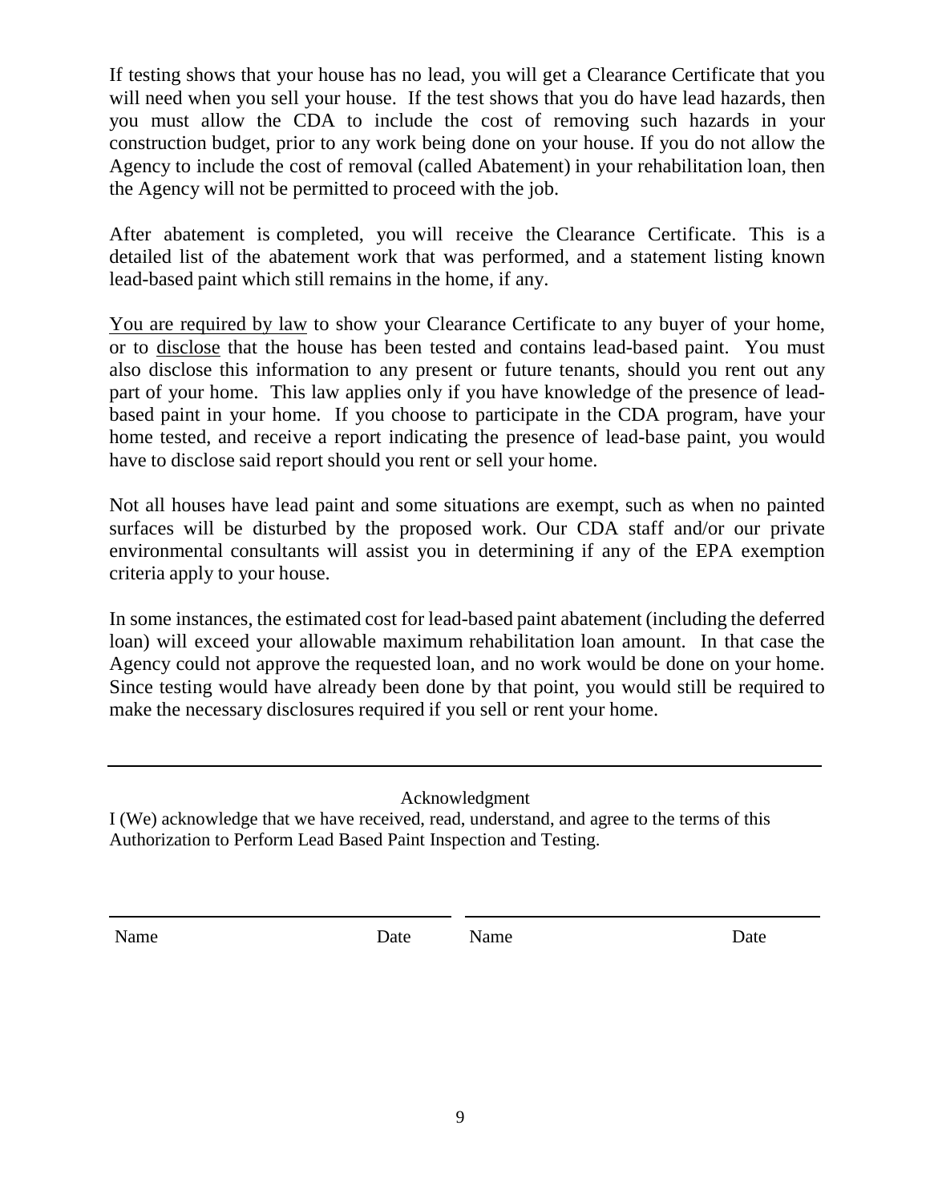If testing shows that your house has no lead, you will get a Clearance Certificate that you will need when you sell your house. If the test shows that you do have lead hazards, then you must allow the CDA to include the cost of removing such hazards in your construction budget, prior to any work being done on your house. If you do not allow the Agency to include the cost of removal (called Abatement) in your rehabilitation loan, then the Agency will not be permitted to proceed with the job.

After abatement is completed, you will receive the Clearance Certificate. This is a detailed list of the abatement work that was performed, and a statement listing known lead-based paint which still remains in the home, if any.

<u>You are required by law</u> to show your Clearance Certificate to any buyer of your home, or to <u>disclose</u> that the house has been tested and contains lead-based paint. You must also disclose this information to any present or future tenants, should you rent out any part of your home. This law applies only if you have knowledge of the presence of lead-based paint in your home. If you choose to participate in the CDA program, have your home tested, and receive a report indicating the presence of lead-base paint, you would have to disclose said report should you rent or sell your home.

Not all houses have lead paint and some situations are exempt, such as when no painted surfaces will be disturbed by the proposed work. Our CDA staff and/or our private environmental consultants will assist you in determining if any of the EPA exemption criteria apply to your house.

In some instances, the estimated cost for lead-based paint abatement (including the deferred loan) will exceed your allowable maximum rehabilitation loan amount. In that case the Agency could not approve the requested loan, and no work would be done on your home. Since testing would have already been done by that point, you would still be required to make the necessary disclosures required if you sell or rent your home.

---

Acknowledgment

I (We) acknowledge that we have received, read, understand, and agree to the terms of this Authorization to Perform Lead Based Paint Inspection and Testing.

\_\_\_\_\_\_\_\_\_\_\_\_\_\_\_\_\_\_\_\_\_\_\_\_\_\_\_\_\_\_ \_\_\_\_\_\_\_\_\_\_\_\_\_\_\_\_\_\_\_\_\_\_\_\_\_\_\_\_\_\_

Name Date Name Date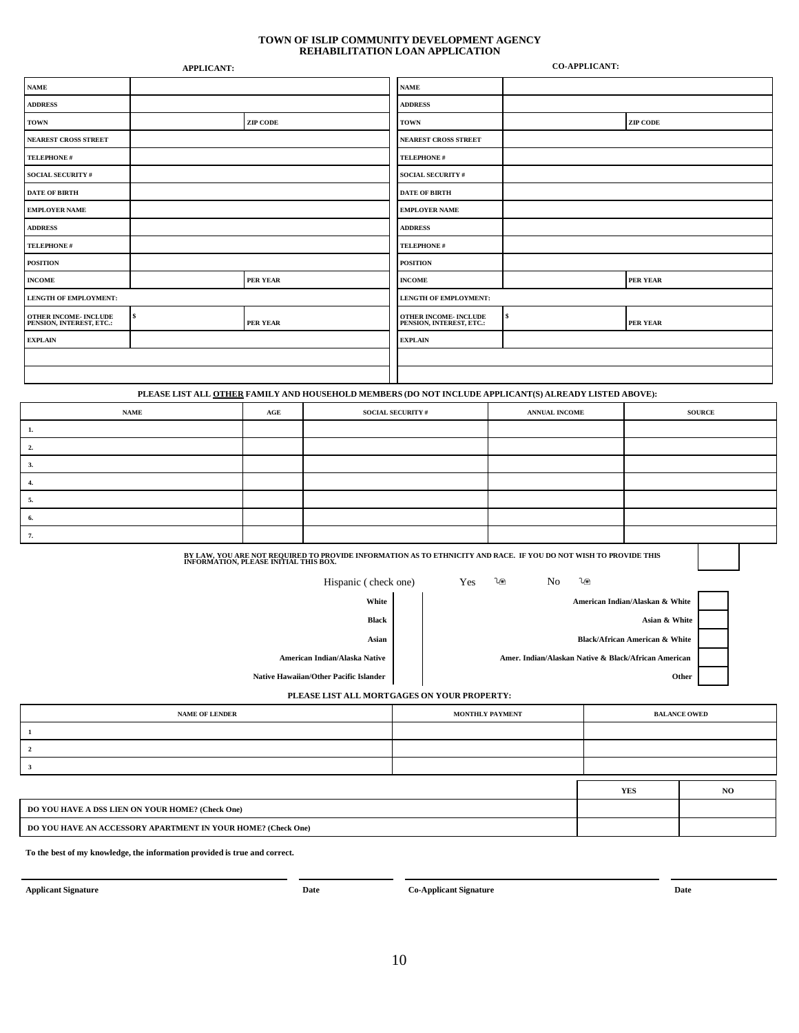# TOWN OF ISLIP COMMUNITY DEVELOPMENT AGENCY
## REHABILITATION LOAN APPLICATION

**APPLICANT:**

| | | | |
|---|---|---|---|
| NAME | | | |
| ADDRESS | | | |
| TOWN | | ZIP CODE | |
| NEAREST CROSS STREET | | | |
| TELEPHONE # | | | |
| SOCIAL SECURITY # | | | |
| DATE OF BIRTH | | | |
| EMPLOYER NAME | | | |
| ADDRESS | | | |
| TELEPHONE # | | | |
| POSITION | | | |
| INCOME | | PER YEAR | |
| LENGTH OF EMPLOYMENT: | | | |
| OTHER INCOME- INCLUDE PENSION, INTEREST, ETC.: | $ | PER YEAR | |
| EXPLAIN | | | |
| | | | |
| | | | |

**CO-APPLICANT:**

| | | | |
|---|---|---|---|
| NAME | | | |
| ADDRESS | | | |
| TOWN | | ZIP CODE | |
| NEAREST CROSS STREET | | | |
| TELEPHONE # | | | |
| SOCIAL SECURITY # | | | |
| DATE OF BIRTH | | | |
| EMPLOYER NAME | | | |
| ADDRESS | | | |
| TELEPHONE # | | | |
| POSITION | | | |
| INCOME | | PER YEAR | |
| LENGTH OF EMPLOYMENT: | | | |
| OTHER INCOME- INCLUDE PENSION, INTEREST, ETC.: | $ | PER YEAR | |
| EXPLAIN | | | |
| | | | |
| | | | |

**PLEASE LIST ALL OTHER FAMILY AND HOUSEHOLD MEMBERS (DO NOT INCLUDE APPLICANT(S) ALREADY LISTED ABOVE):**

| NAME | AGE | SOCIAL SECURITY # | ANNUAL INCOME | SOURCE |
|---|---|---|---|---|
| 1. | | | | |
| 2. | | | | |
| 3. | | | | |
| 4. | | | | |
| 5. | | | | |
| 6. | | | | |
| 7. | | | | |

**BY LAW, YOU ARE NOT REQUIRED TO PROVIDE INFORMATION AS TO ETHNICITY AND RACE. IF YOU DO NOT WISH TO PROVIDE THIS INFORMATION, PLEASE INITIAL THIS BOX.** ☐

Hispanic ( check one) Yes ☐ No ☐

| | | | |
|---|---|---|---|
| White | | American Indian/Alaskan & White | |
| Black | | Asian & White | |
| Asian | | Black/African American & White | |
| American Indian/Alaska Native | | Amer. Indian/Alaskan Native & Black/African American | |
| Native Hawaiian/Other Pacific Islander | | Other | |

**PLEASE LIST ALL MORTGAGES ON YOUR PROPERTY:**

| NAME OF LENDER | MONTHLY PAYMENT | BALANCE OWED |
|---|---|---|
| 1 | | |
| 2 | | |
| 3 | | |

| | YES | NO |
|---|---|---|
| DO YOU HAVE A DSS LIEN ON YOUR HOME? (Check One) | | |
| DO YOU HAVE AN ACCESSORY APARTMENT IN YOUR HOME? (Check One) | | |

To the best of my knowledge, the information provided is true and correct.

Applicant Signature ____________ Date ____________ Co-Applicant Signature ____________ Date ____________